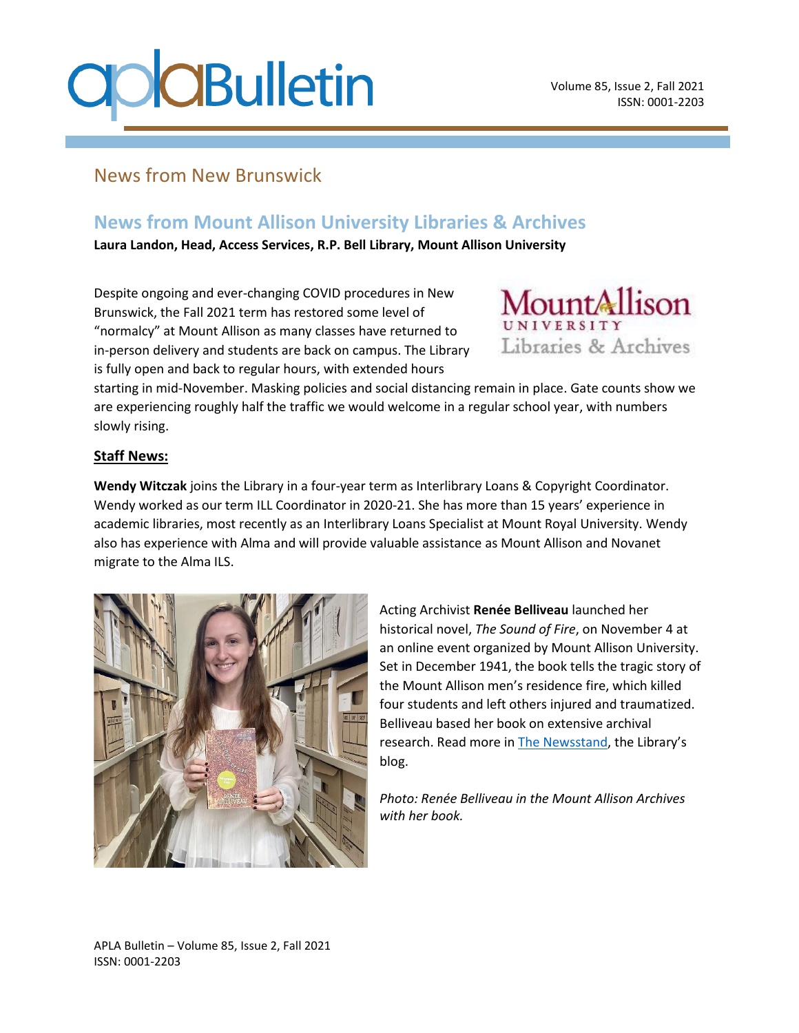# News from New Brunswick

## News from Mount Allison University Libraries & Archives

**Laura Landon, Head, Access Services, R.P. Bell Library, Mount Allison University**

Despite ongoing and ever-changing COVID procedures in New Brunswick, the Fall 2021 term has restored some level of "normalcy" at Mount Allison as many classes have returned to in-person delivery and students are back on campus. The Library is fully open and back to regular hours, with extended hours starting in mid-November. Masking policies and social distancing remain in place. Gate counts show we are experiencing roughly half the traffic we would welcome in a regular school year, with numbers slowly rising.

### Staff News:

**Wendy Witczak** joins the Library in a four-year term as Interlibrary Loans & Copyright Coordinator. Wendy worked as our term ILL Coordinator in 2020-21. She has more than 15 years' experience in academic libraries, most recently as an Interlibrary Loans Specialist at Mount Royal University. Wendy also has experience with Alma and will provide valuable assistance as Mount Allison and Novanet migrate to the Alma ILS.

Acting Archivist **Renée Belliveau** launched her historical novel, *The Sound of Fire*, on November 4 at an online event organized by Mount Allison University. Set in December 1941, the book tells the tragic story of the Mount Allison men's residence fire, which killed four students and left others injured and traumatized. Belliveau based her book on extensive archival research. Read more in The Newsstand, the Library's blog.

*Photo: Renée Belliveau in the Mount Allison Archives with her book.*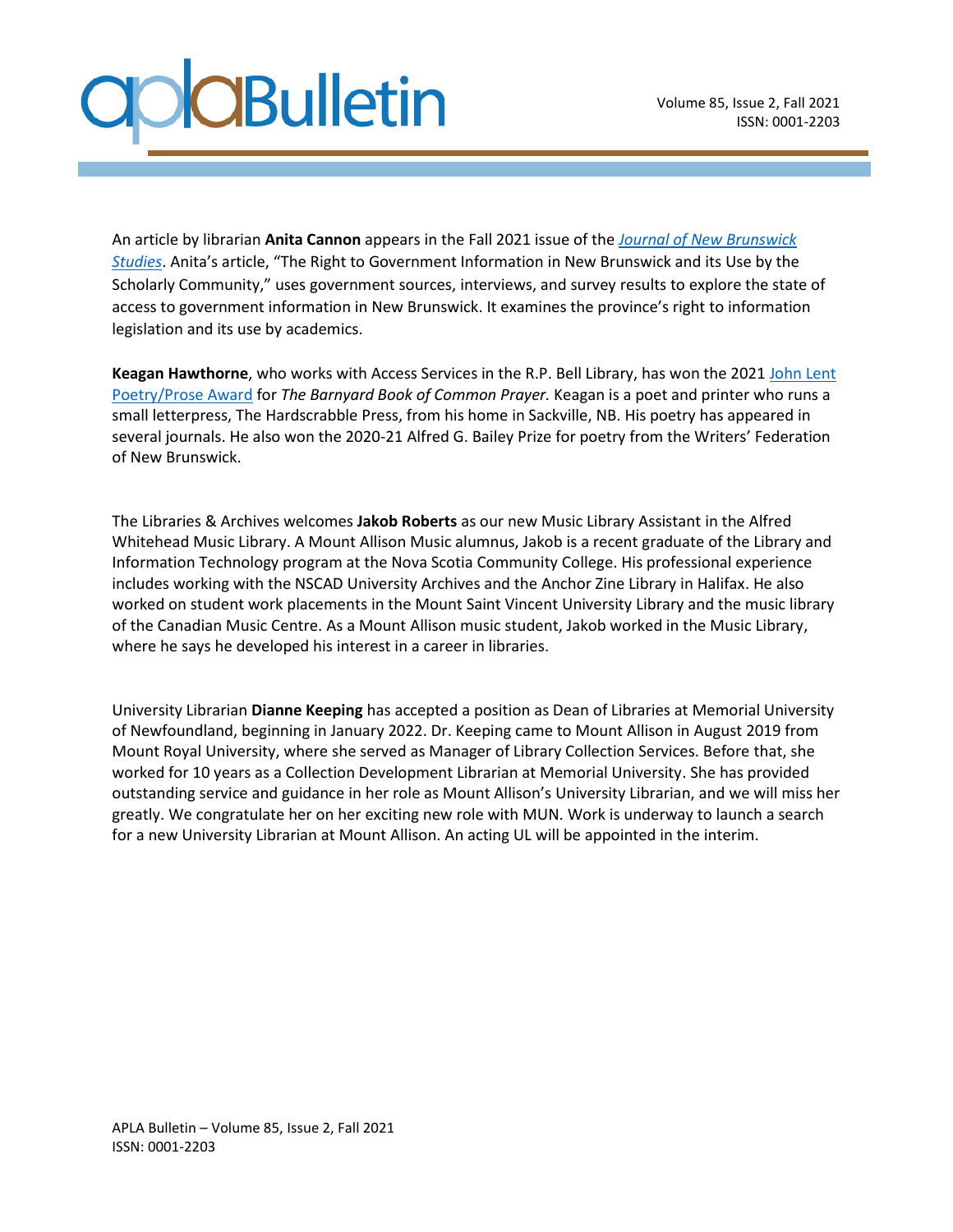An article by librarian **Anita Cannon** appears in the Fall 2021 issue of the *Journal of New Brunswick Studies*. Anita's article, "The Right to Government Information in New Brunswick and its Use by the Scholarly Community," uses government sources, interviews, and survey results to explore the state of access to government information in New Brunswick. It examines the province's right to information legislation and its use by academics.

**Keagan Hawthorne**, who works with Access Services in the R.P. Bell Library, has won the 2021 John Lent Poetry/Prose Award for *The Barnyard Book of Common Prayer.* Keagan is a poet and printer who runs a small letterpress, The Hardscrabble Press, from his home in Sackville, NB. His poetry has appeared in several journals. He also won the 2020-21 Alfred G. Bailey Prize for poetry from the Writers' Federation of New Brunswick.

The Libraries & Archives welcomes **Jakob Roberts** as our new Music Library Assistant in the Alfred Whitehead Music Library. A Mount Allison Music alumnus, Jakob is a recent graduate of the Library and Information Technology program at the Nova Scotia Community College. His professional experience includes working with the NSCAD University Archives and the Anchor Zine Library in Halifax. He also worked on student work placements in the Mount Saint Vincent University Library and the music library of the Canadian Music Centre. As a Mount Allison music student, Jakob worked in the Music Library, where he says he developed his interest in a career in libraries.

University Librarian **Dianne Keeping** has accepted a position as Dean of Libraries at Memorial University of Newfoundland, beginning in January 2022. Dr. Keeping came to Mount Allison in August 2019 from Mount Royal University, where she served as Manager of Library Collection Services. Before that, she worked for 10 years as a Collection Development Librarian at Memorial University. She has provided outstanding service and guidance in her role as Mount Allison's University Librarian, and we will miss her greatly. We congratulate her on her exciting new role with MUN. Work is underway to launch a search for a new University Librarian at Mount Allison. An acting UL will be appointed in the interim.